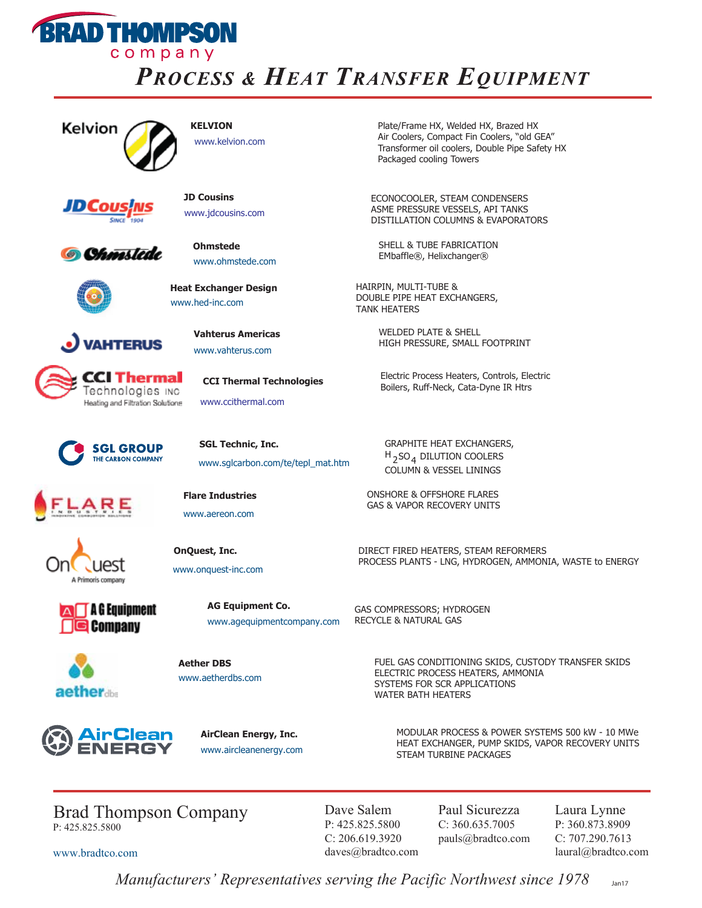# BRAD THOMPSON company

## *Process & Heat Transfer Equipment*

| Company | Website | Products |
|---|---|---|
| **KELVION** | www.kelvion.com | Plate/Frame HX, Welded HX, Brazed HX<br>Air Coolers, Compact Fin Coolers, "old GEA"<br>Transformer oil coolers, Double Pipe Safety HX<br>Packaged cooling Towers |
| **JD Cousins** | www.jdcousins.com | ECONOCOOLER, STEAM CONDENSERS<br>ASME PRESSURE VESSELS, API TANKS<br>DISTILLATION COLUMNS & EVAPORATORS |
| **Ohmstede** | www.ohmstede.com | SHELL & TUBE FABRICATION<br>EMbaffle®, Helixchanger® |
| **Heat Exchanger Design** | www.hed-inc.com | HAIRPIN, MULTI-TUBE &<br>DOUBLE PIPE HEAT EXCHANGERS,<br>TANK HEATERS |
| **Vahterus Americas** | www.vahterus.com | WELDED PLATE & SHELL<br>HIGH PRESSURE, SMALL FOOTPRINT |
| **CCI Thermal Technologies** | www.ccithermal.com | Electric Process Heaters, Controls, Electric<br>Boilers, Ruff-Neck, Cata-Dyne IR Htrs |
| **SGL Technic, Inc.** | www.sglcarbon.com/te/tepl_mat.htm | GRAPHITE HEAT EXCHANGERS,<br>$H_2SO_4$ DILUTION COOLERS<br>COLUMN & VESSEL LININGS |
| **Flare Industries** | www.aereon.com | ONSHORE & OFFSHORE FLARES<br>GAS & VAPOR RECOVERY UNITS |
| **OnQuest, Inc.** | www.onquest-inc.com | DIRECT FIRED HEATERS, STEAM REFORMERS<br>PROCESS PLANTS - LNG, HYDROGEN, AMMONIA, WASTE to ENERGY |
| **AG Equipment Co.** | www.agequipmentcompany.com | GAS COMPRESSORS; HYDROGEN<br>RECYCLE & NATURAL GAS |
| **Aether DBS** | www.aetherdbs.com | FUEL GAS CONDITIONING SKIDS, CUSTODY TRANSFER SKIDS<br>ELECTRIC PROCESS HEATERS, AMMONIA<br>SYSTEMS FOR SCR APPLICATIONS<br>WATER BATH HEATERS |
| **AirClean Energy, Inc.** | www.aircleanenergy.com | MODULAR PROCESS & POWER SYSTEMS 500 kW - 10 MWe<br>HEAT EXCHANGER, PUMP SKIDS, VAPOR RECOVERY UNITS<br>STEAM TURBINE PACKAGES |

---

**Brad Thompson Company**
P: 425.825.5800
www.bradtco.com

**Dave Salem**
P: 425.825.5800
C: 206.619.3920
daves@bradtco.com

**Paul Sicurezza**
C: 360.635.7005
pauls@bradtco.com

**Laura Lynne**
P: 360.873.8909
C: 707.290.7613
laural@bradtco.com

*Manufacturers' Representatives serving the Pacific Northwest since 1978*

Jan17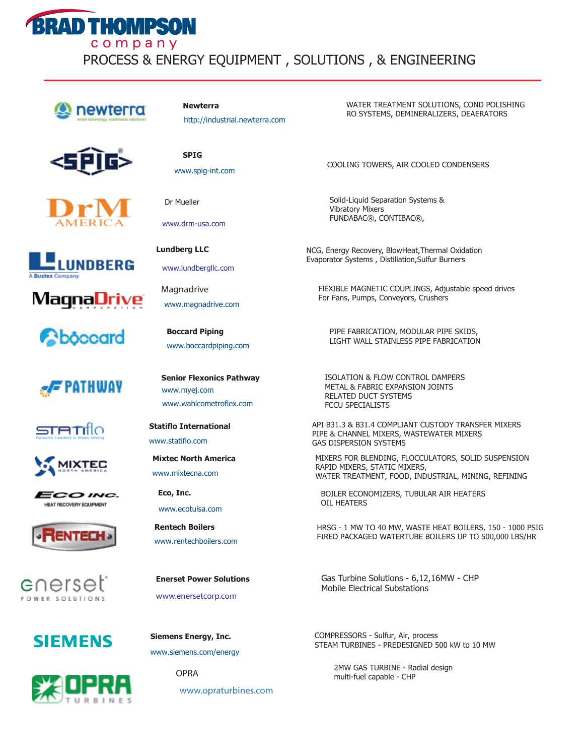# BRAD THOMPSON company

## PROCESS & ENERGY EQUIPMENT , SOLUTIONS , & ENGINEERING

| | | |
|---|---|---|
| newterra | **Newterra**<br>http://industrial.newterra.com | WATER TREATMENT SOLUTIONS, COND POLISHING<br>RO SYSTEMS, DEMINERALIZERS, DEAERATORS |
| SPIG | **SPIG**<br>www.spig-int.com | COOLING TOWERS, AIR COOLED CONDENSERS |
| DrM AMERICA | Dr Mueller<br>www.drm-usa.com | Solid-Liquid Separation Systems &<br>Vibratory Mixers<br>FUNDABAC®, CONTIBAC®, |
| LUNDBERG A Dustex Company | **Lundberg LLC**<br>www.lundbergllc.com | NCG, Energy Recovery, BlowHeat,Thermal Oxidation<br>Evaporator Systems , Distillation,Sulfur Burners |
| MagnaDrive Corporation | Magnadrive<br>www.magnadrive.com | FlEXIBLE MAGNETIC COUPLINGS, Adjustable speed drives<br>For Fans, Pumps, Conveyors, Crushers |
| boccard | **Boccard Piping**<br>www.boccardpiping.com | PIPE FABRICATION, MODULAR PIPE SKIDS,<br>LIGHT WALL STAINLESS PIPE FABRICATION |
| PATHWAY | **Senior Flexonics Pathway**<br>www.myej.com<br>www.wahlcometroflex.com | ISOLATION & FLOW CONTROL DAMPERS<br>METAL & FABRIC EXPANSION JOINTS<br>RELATED DUCT SYSTEMS<br>FCCU SPECIALISTS |
| STATIflo | **Statiflo International**<br>www.statiflo.com | API B31.3 & B31.4 COMPLIANT CUSTODY TRANSFER MIXERS<br>PIPE & CHANNEL MIXERS, WASTEWATER MIXERS<br>GAS DISPERSION SYSTEMS |
| MIXTEC NORTH AMERICA | **Mixtec North America**<br>www.mixtecna.com | MIXERS FOR BLENDING, FLOCCULATORS, SOLID SUSPENSION<br>RAPID MIXERS, STATIC MIXERS,<br>WATER TREATMENT, FOOD, INDUSTRIAL, MINING, REFINING |
| ECO INC. HEAT RECOVERY EQUIPMENT | **Eco, Inc.**<br>www.ecotulsa.com | BOILER ECONOMIZERS, TUBULAR AIR HEATERS<br>OIL HEATERS |
| RENTECH | **Rentech Boilers**<br>www.rentechboilers.com | HRSG - 1 MW TO 40 MW, WASTE HEAT BOILERS, 150 - 1000 PSIG<br>FIRED PACKAGED WATERTUBE BOILERS UP TO 500,000 LBS/HR |
| enerset POWER SOLUTIONS | **Enerset Power Solutions**<br>www.enersetcorp.com | Gas Turbine Solutions - 6,12,16MW - CHP<br>Mobile Electrical Substations |
| SIEMENS | **Siemens Energy, Inc.**<br>www.siemens.com/energy | COMPRESSORS - Sulfur, Air, process<br>STEAM TURBINES - PREDESIGNED 500 kW to 10 MW |
| OPRA TURBINES | OPRA<br>www.opraturbines.com | 2MW GAS TURBINE - Radial design<br>multi-fuel capable - CHP |